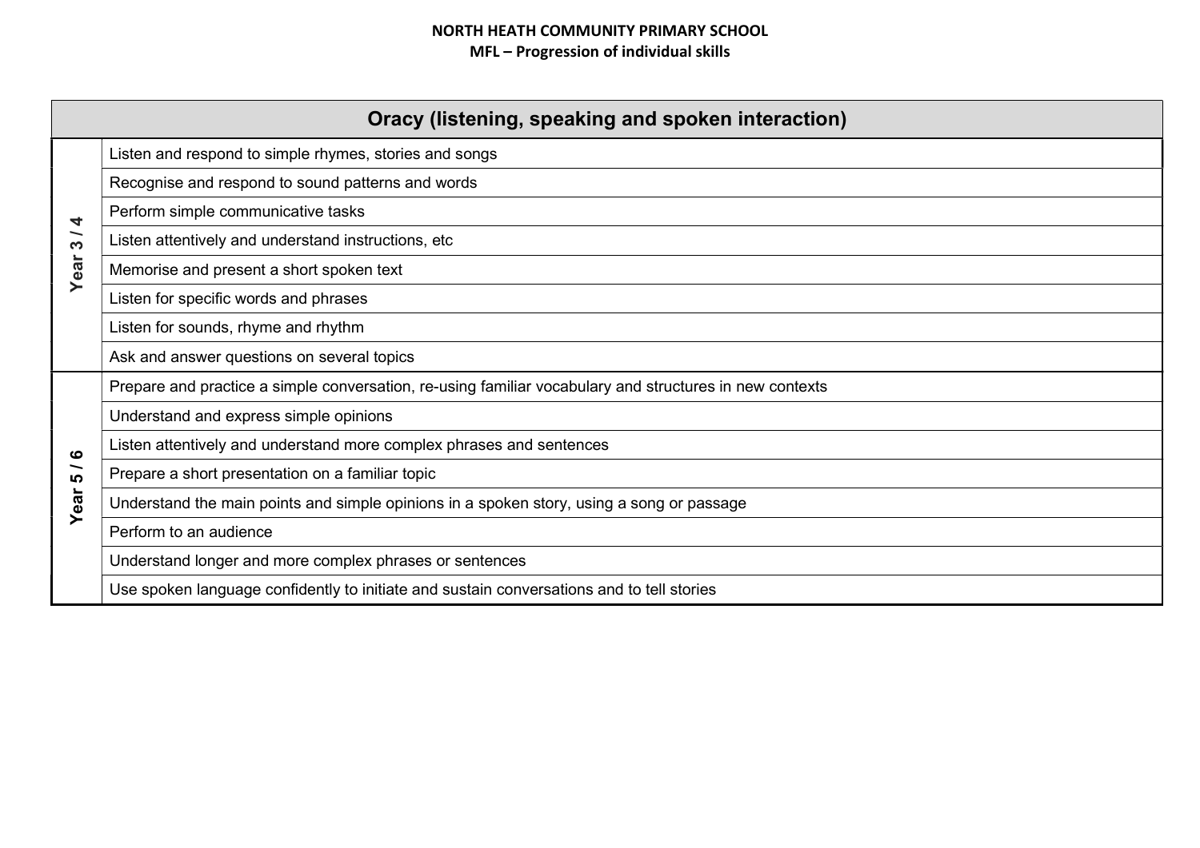**NORTH HEATH COMMUNITY PRIMARY SCHOOL**
**MFL – Progression of individual skills**

| Oracy (listening, speaking and spoken interaction) | |
|---|---|
| **Year 3 / 4** | Listen and respond to simple rhymes, stories and songs |
| | Recognise and respond to sound patterns and words |
| | Perform simple communicative tasks |
| | Listen attentively and understand instructions, etc |
| | Memorise and present a short spoken text |
| | Listen for specific words and phrases |
| | Listen for sounds, rhyme and rhythm |
| | Ask and answer questions on several topics |
| **Year 5 / 6** | Prepare and practice a simple conversation, re-using familiar vocabulary and structures in new contexts |
| | Understand and express simple opinions |
| | Listen attentively and understand more complex phrases and sentences |
| | Prepare a short presentation on a familiar topic |
| | Understand the main points and simple opinions in a spoken story, using a song or passage |
| | Perform to an audience |
| | Understand longer and more complex phrases or sentences |
| | Use spoken language confidently to initiate and sustain conversations and to tell stories |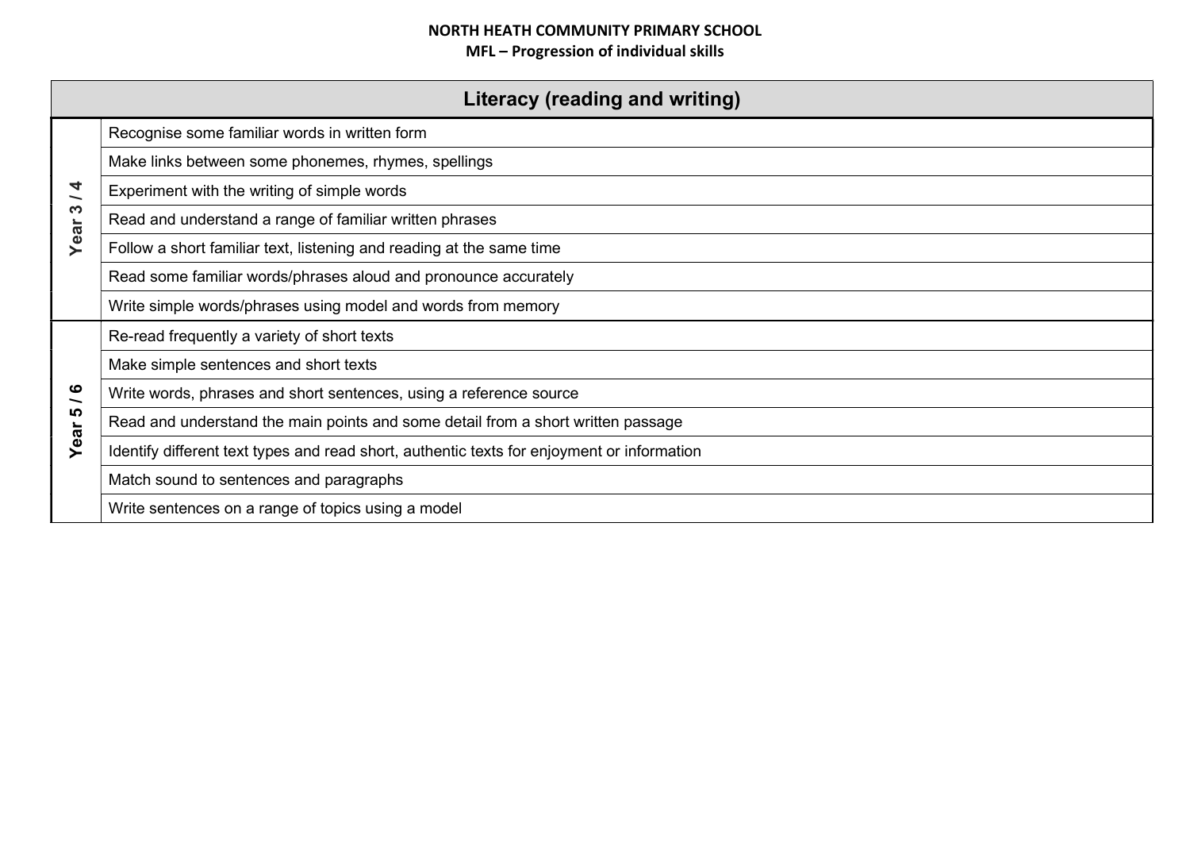**NORTH HEATH COMMUNITY PRIMARY SCHOOL**
**MFL – Progression of individual skills**

| Literacy (reading and writing) | |
|---|---|
| Year 3 / 4 | Recognise some familiar words in written form |
| | Make links between some phonemes, rhymes, spellings |
| | Experiment with the writing of simple words |
| | Read and understand a range of familiar written phrases |
| | Follow a short familiar text, listening and reading at the same time |
| | Read some familiar words/phrases aloud and pronounce accurately |
| | Write simple words/phrases using model and words from memory |
| Year 5 / 6 | Re-read frequently a variety of short texts |
| | Make simple sentences and short texts |
| | Write words, phrases and short sentences, using a reference source |
| | Read and understand the main points and some detail from a short written passage |
| | Identify different text types and read short, authentic texts for enjoyment or information |
| | Match sound to sentences and paragraphs |
| | Write sentences on a range of topics using a model |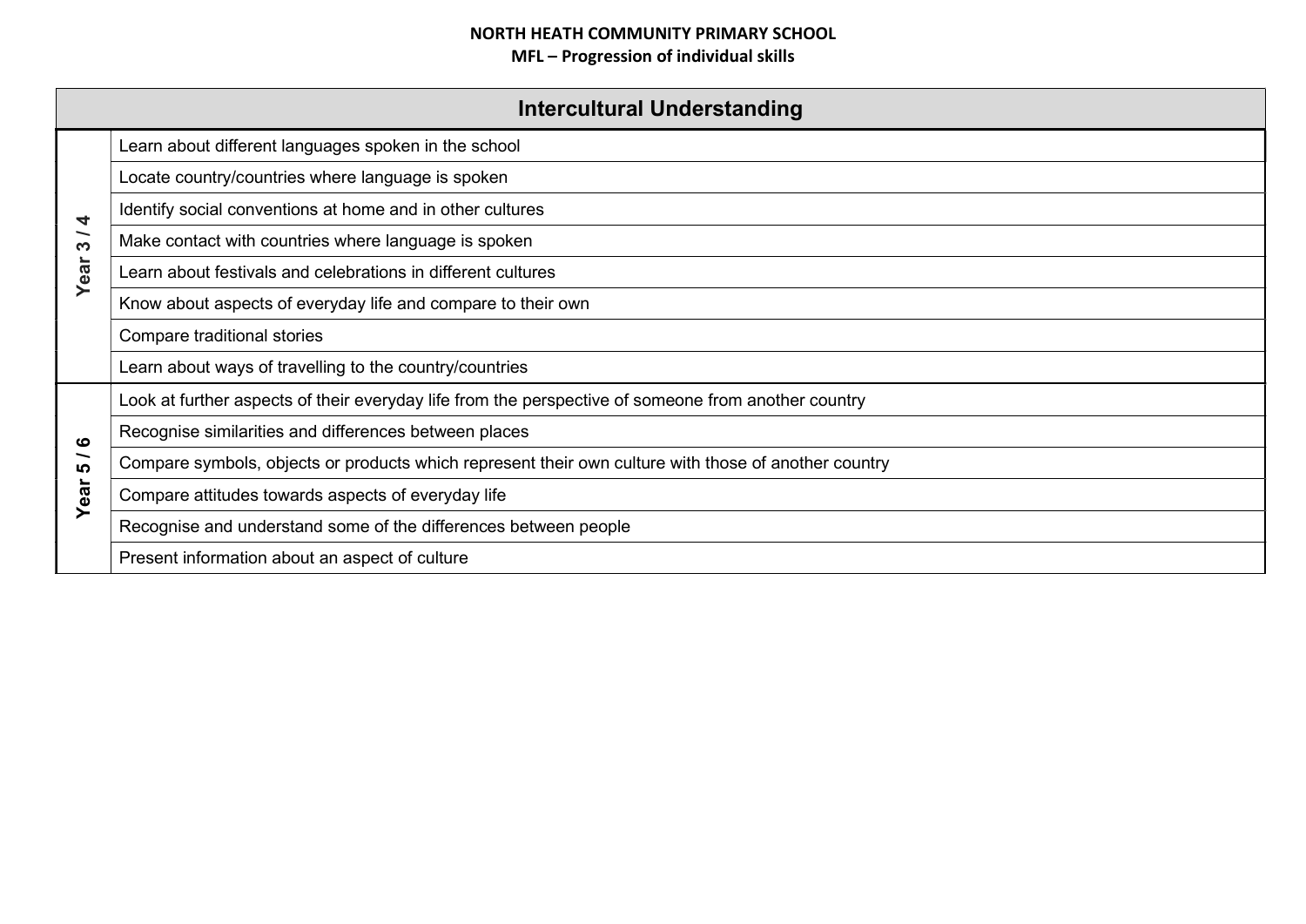**NORTH HEATH COMMUNITY PRIMARY SCHOOL**
**MFL – Progression of individual skills**

| Intercultural Understanding | |
|---|---|
| **Year 3 / 4** | Learn about different languages spoken in the school |
| | Locate country/countries where language is spoken |
| | Identify social conventions at home and in other cultures |
| | Make contact with countries where language is spoken |
| | Learn about festivals and celebrations in different cultures |
| | Know about aspects of everyday life and compare to their own |
| | Compare traditional stories |
| | Learn about ways of travelling to the country/countries |
| **Year 5 / 6** | Look at further aspects of their everyday life from the perspective of someone from another country |
| | Recognise similarities and differences between places |
| | Compare symbols, objects or products which represent their own culture with those of another country |
| | Compare attitudes towards aspects of everyday life |
| | Recognise and understand some of the differences between people |
| | Present information about an aspect of culture |